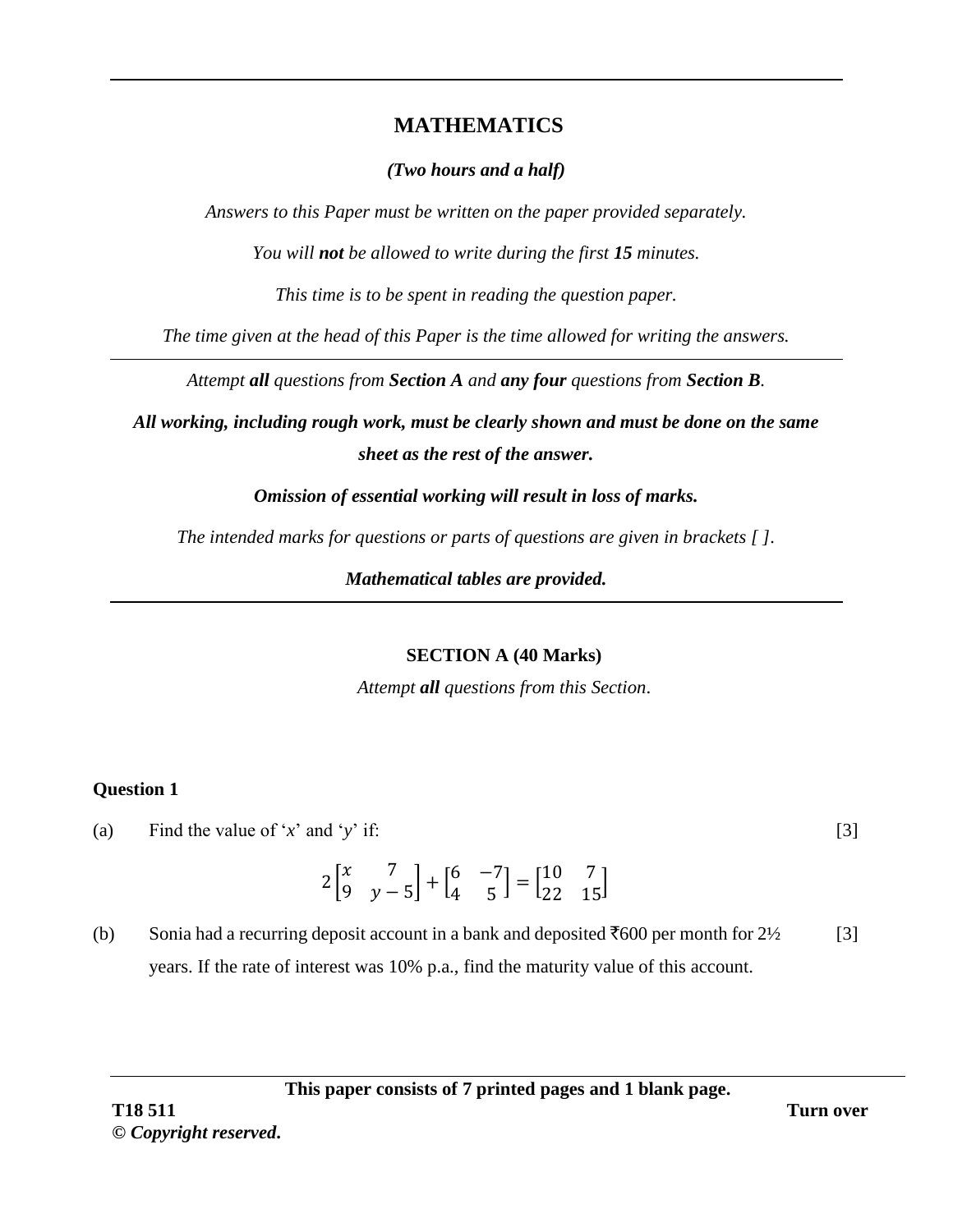# MATHEMATICS

***(Two hours and a half)***

*Answers to this Paper must be written on the paper provided separately.*

*You will **not** be allowed to write during the first **15** minutes.*

*This time is to be spent in reading the question paper.*

*The time given at the head of this Paper is the time allowed for writing the answers.*

---

*Attempt **all** questions from **Section A** and **any four** questions from **Section B**.*

***All working, including rough work, must be clearly shown and must be done on the same sheet as the rest of the answer.***

***Omission of essential working will result in loss of marks.***

*The intended marks for questions or parts of questions are given in brackets [ ].*

***Mathematical tables are provided.***

---

## SECTION A (40 Marks)

*Attempt **all** questions from this Section.*

### Question 1

(a) Find the value of '$x$' and '$y$' if: [3]

$$2\begin{bmatrix} x & 7 \\ 9 & y-5 \end{bmatrix} + \begin{bmatrix} 6 & -7 \\ 4 & 5 \end{bmatrix} = \begin{bmatrix} 10 & 7 \\ 22 & 15 \end{bmatrix}$$

(b) Sonia had a recurring deposit account in a bank and deposited ₹600 per month for 2½ years. If the rate of interest was 10% p.a., find the maturity value of this account. [3]

**This paper consists of 7 printed pages and 1 blank page.**

**T18 511**

***© Copyright reserved.***

**Turn over**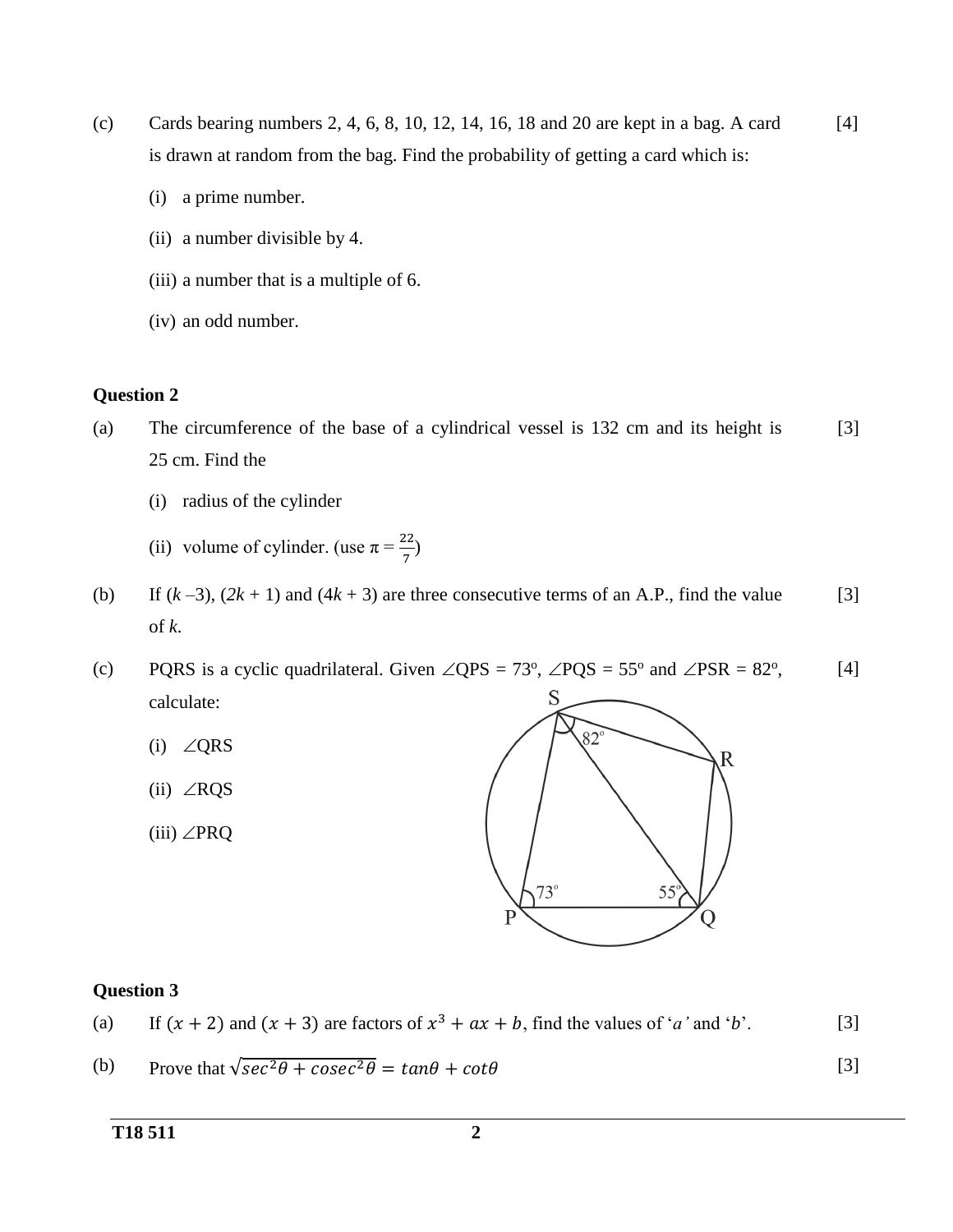(c) Cards bearing numbers 2, 4, 6, 8, 10, 12, 14, 16, 18 and 20 are kept in a bag. A card is drawn at random from the bag. Find the probability of getting a card which is: [4]

(i) a prime number.

(ii) a number divisible by 4.

(iii) a number that is a multiple of 6.

(iv) an odd number.

**Question 2**

(a) The circumference of the base of a cylindrical vessel is 132 cm and its height is 25 cm. Find the [3]

(i) radius of the cylinder

(ii) volume of cylinder. (use $\pi = \frac{22}{7}$)

(b) If $(k - 3)$, $(2k + 1)$ and $(4k + 3)$ are three consecutive terms of an A.P., find the value of $k$. [3]

(c) PQRS is a cyclic quadrilateral. Given $\angle QPS = 73^o$, $\angle PQS = 55^o$ and $\angle PSR = 82^o$, calculate: [4]

(i) $\angle QRS$

(ii) $\angle RQS$

(iii) $\angle PRQ$

**Question 3**

(a) If $(x + 2)$ and $(x + 3)$ are factors of $x^3 + ax + b$, find the values of '$a$' and '$b$'. [3]

(b) Prove that $\sqrt{sec^2\theta + cosec^2\theta} = tan\theta + cot\theta$ [3]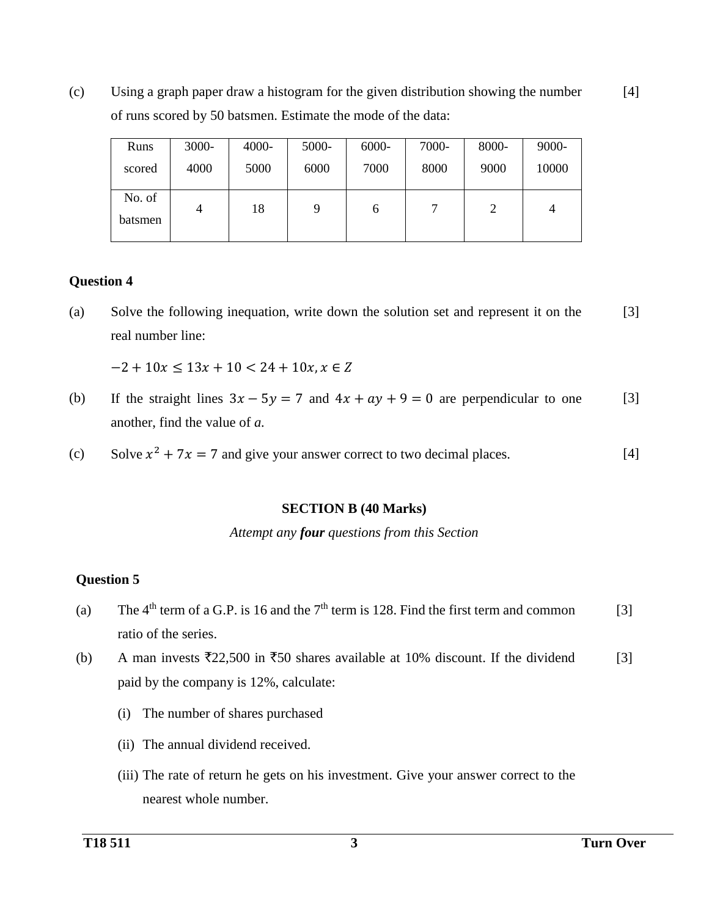(c) Using a graph paper draw a histogram for the given distribution showing the number of runs scored by 50 batsmen. Estimate the mode of the data: [4]

| Runs scored | 3000-4000 | 4000-5000 | 5000-6000 | 6000-7000 | 7000-8000 | 8000-9000 | 9000-10000 |
|---|---|---|---|---|---|---|---|
| No. of batsmen | 4 | 18 | 9 | 6 | 7 | 2 | 4 |

**Question 4**

(a) Solve the following inequation, write down the solution set and represent it on the real number line: [3]

$-2 + 10x \leq 13x + 10 < 24 + 10x, x \in Z$

(b) If the straight lines $3x - 5y = 7$ and $4x + ay + 9 = 0$ are perpendicular to one another, find the value of *a*. [3]

(c) Solve $x^2 + 7x = 7$ and give your answer correct to two decimal places. [4]

**SECTION B (40 Marks)**

*Attempt any **four** questions from this Section*

**Question 5**

(a) The 4th term of a G.P. is 16 and the 7th term is 128. Find the first term and common ratio of the series. [3]

(b) A man invests ₹22,500 in ₹50 shares available at 10% discount. If the dividend paid by the company is 12%, calculate: [3]

(i) The number of shares purchased

(ii) The annual dividend received.

(iii) The rate of return he gets on his investment. Give your answer correct to the nearest whole number.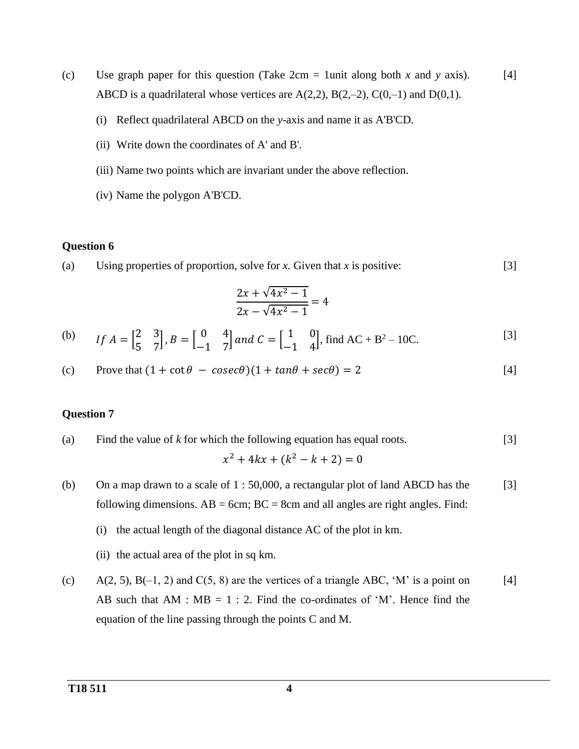(c) Use graph paper for this question (Take 2cm = 1unit along both $x$ and $y$ axis). ABCD is a quadrilateral whose vertices are A(2,2), B(2,–2), C(0,–1) and D(0,1). [4]

(i) Reflect quadrilateral ABCD on the $y$-axis and name it as A'B'CD.

(ii) Write down the coordinates of A' and B'.

(iii) Name two points which are invariant under the above reflection.

(iv) Name the polygon A'B'CD.

**Question 6**

(a) Using properties of proportion, solve for $x$. Given that $x$ is positive: [3]

$$\frac{2x + \sqrt{4x^2 - 1}}{2x - \sqrt{4x^2 - 1}} = 4$$

(b) $If\ A = \begin{bmatrix} 2 & 3 \\ 5 & 7 \end{bmatrix}, B = \begin{bmatrix} 0 & 4 \\ -1 & 7 \end{bmatrix}\ and\ C = \begin{bmatrix} 1 & 0 \\ -1 & 4 \end{bmatrix}$, find AC + B$^2$ – 10C. [3]

(c) Prove that $(1 + \cot\theta\ -\ cosec\theta)(1 + tan\theta + sec\theta) = 2$ [4]

**Question 7**

(a) Find the value of $k$ for which the following equation has equal roots. [3]

$$x^2 + 4kx + (k^2 - k + 2) = 0$$

(b) On a map drawn to a scale of 1 : 50,000, a rectangular plot of land ABCD has the following dimensions. AB = 6cm; BC = 8cm and all angles are right angles. Find: [3]

(i) the actual length of the diagonal distance AC of the plot in km.

(ii) the actual area of the plot in sq km.

(c) A(2, 5), B(–1, 2) and C(5, 8) are the vertices of a triangle ABC, 'M' is a point on AB such that AM : MB = 1 : 2. Find the co-ordinates of 'M'. Hence find the equation of the line passing through the points C and M. [4]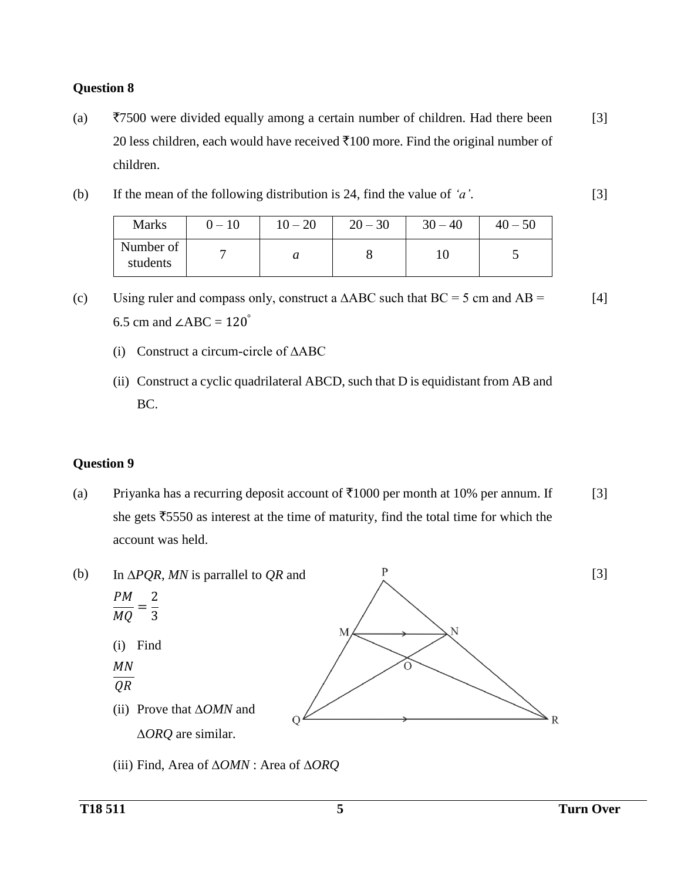### Question 8

(a) ₹7500 were divided equally among a certain number of children. Had there been 20 less children, each would have received ₹100 more. Find the original number of children. [3]

(b) If the mean of the following distribution is 24, find the value of *'a'*. [3]

| Marks | 0 – 10 | 10 – 20 | 20 – 30 | 30 – 40 | 40 – 50 |
|---|---|---|---|---|---|
| Number of students | 7 | *a* | 8 | 10 | 5 |

(c) Using ruler and compass only, construct a $\Delta$ABC such that BC = 5 cm and AB = 6.5 cm and $\angle$ABC = $120^{\circ}$ [4]

(i) Construct a circum-circle of $\Delta$ABC

(ii) Construct a cyclic quadrilateral ABCD, such that D is equidistant from AB and BC.

### Question 9

(a) Priyanka has a recurring deposit account of ₹1000 per month at 10% per annum. If she gets ₹5550 as interest at the time of maturity, find the total time for which the account was held. [3]

(b) In $\Delta PQR$, $MN$ is parrallel to $QR$ and [3]

$$\frac{PM}{MQ} = \frac{2}{3}$$

(i) Find $\frac{MN}{QR}$

(ii) Prove that $\Delta OMN$ and $\Delta ORQ$ are similar.

(iii) Find, Area of $\Delta OMN$ : Area of $\Delta ORQ$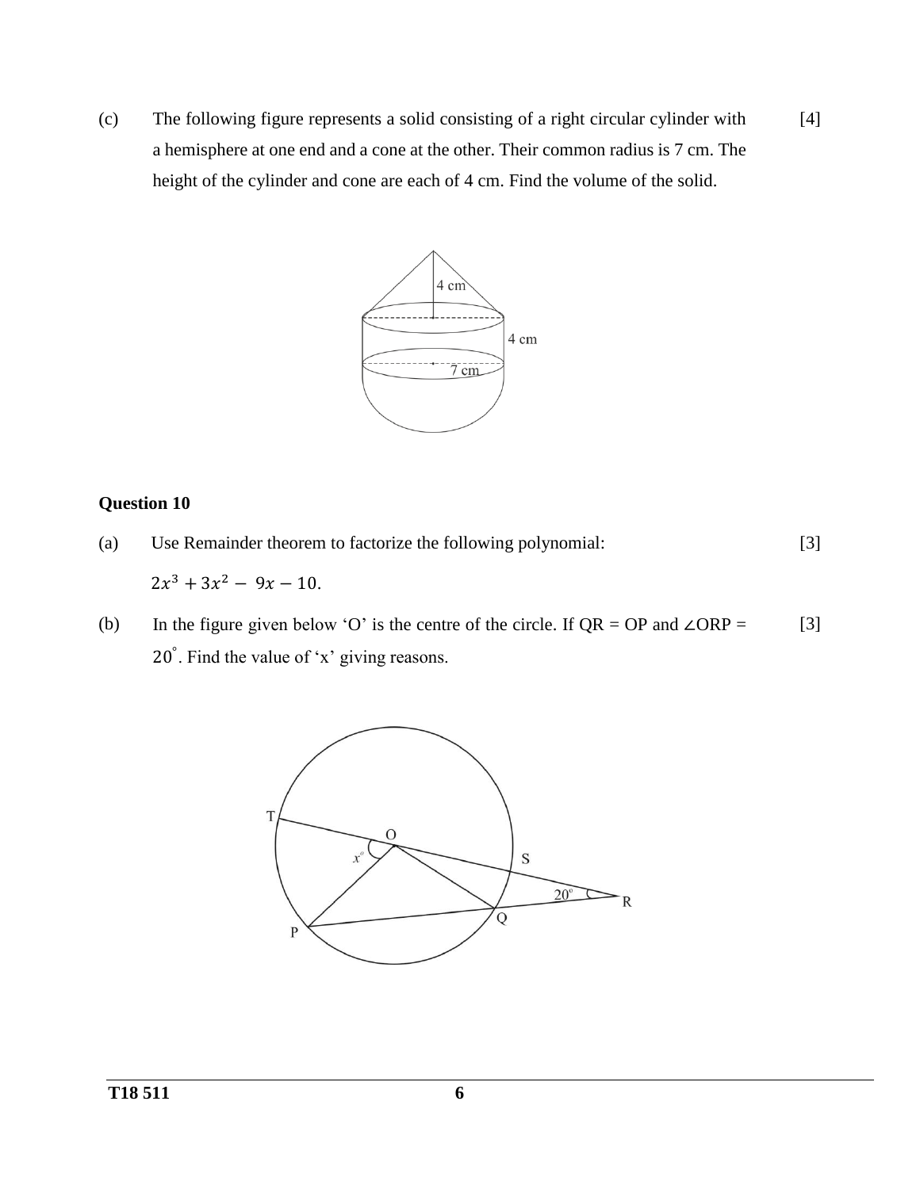(c) The following figure represents a solid consisting of a right circular cylinder with a hemisphere at one end and a cone at the other. Their common radius is 7 cm. The height of the cylinder and cone are each of 4 cm. Find the volume of the solid. [4]

### Question 10

(a) Use Remainder theorem to factorize the following polynomial: [3]

$2x^3 + 3x^2 - 9x - 10.$

(b) In the figure given below 'O' is the centre of the circle. If QR = OP and $\angle ORP = 20^\circ$. Find the value of 'x' giving reasons. [3]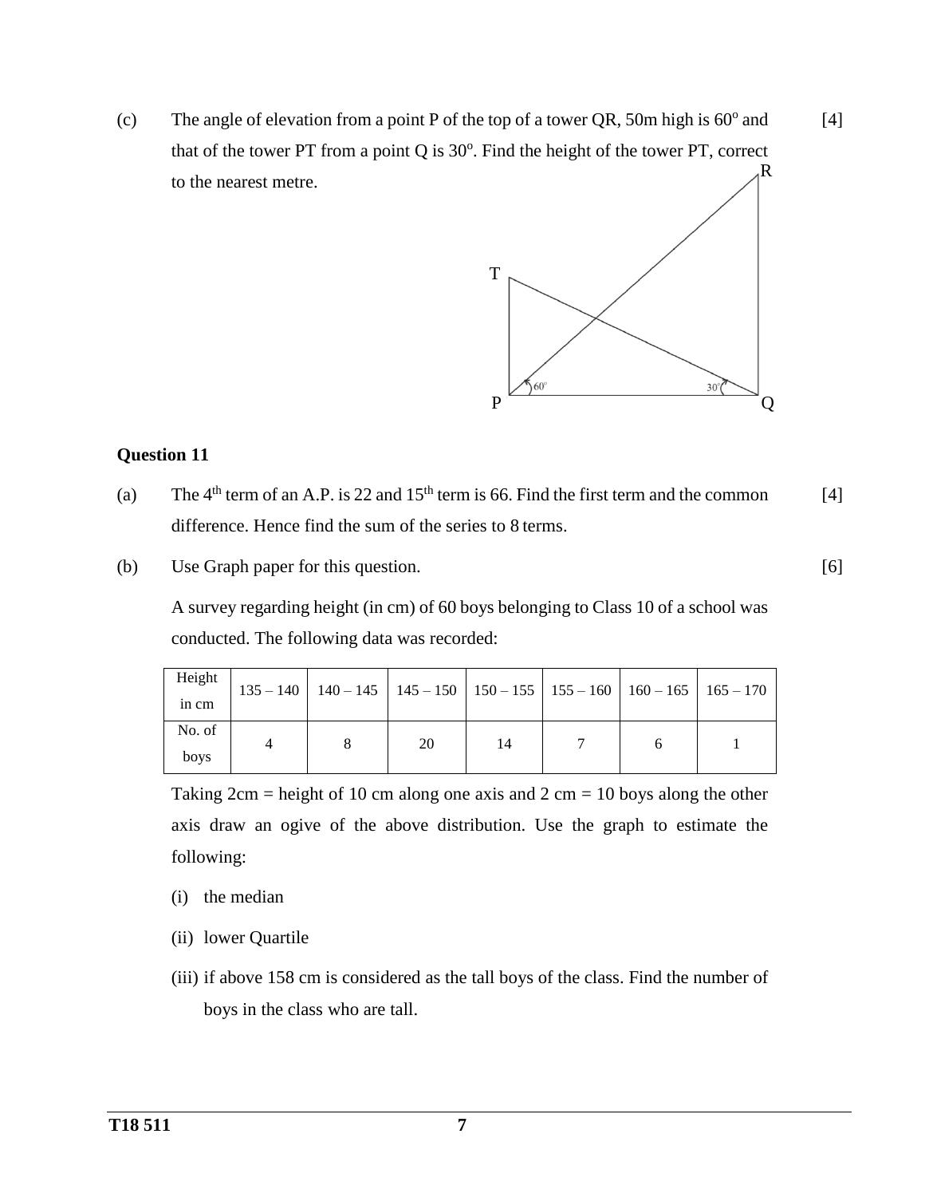(c) The angle of elevation from a point P of the top of a tower QR, 50m high is $60^o$ and that of the tower PT from a point Q is $30^o$. Find the height of the tower PT, correct to the nearest metre. [4]

R

T

$60^\circ$

$30^\circ$

P

Q

**Question 11**

(a) The $4^{th}$ term of an A.P. is 22 and $15^{th}$ term is 66. Find the first term and the common difference. Hence find the sum of the series to 8 terms. [4]

(b) Use Graph paper for this question. [6]

A survey regarding height (in cm) of 60 boys belonging to Class 10 of a school was conducted. The following data was recorded:

| Height in cm | 135 – 140 | 140 – 145 | 145 – 150 | 150 – 155 | 155 – 160 | 160 – 165 | 165 – 170 |
|---|---|---|---|---|---|---|---|
| No. of boys | 4 | 8 | 20 | 14 | 7 | 6 | 1 |

Taking 2cm = height of 10 cm along one axis and 2 cm = 10 boys along the other axis draw an ogive of the above distribution. Use the graph to estimate the following:

(i) the median

(ii) lower Quartile

(iii) if above 158 cm is considered as the tall boys of the class. Find the number of boys in the class who are tall.